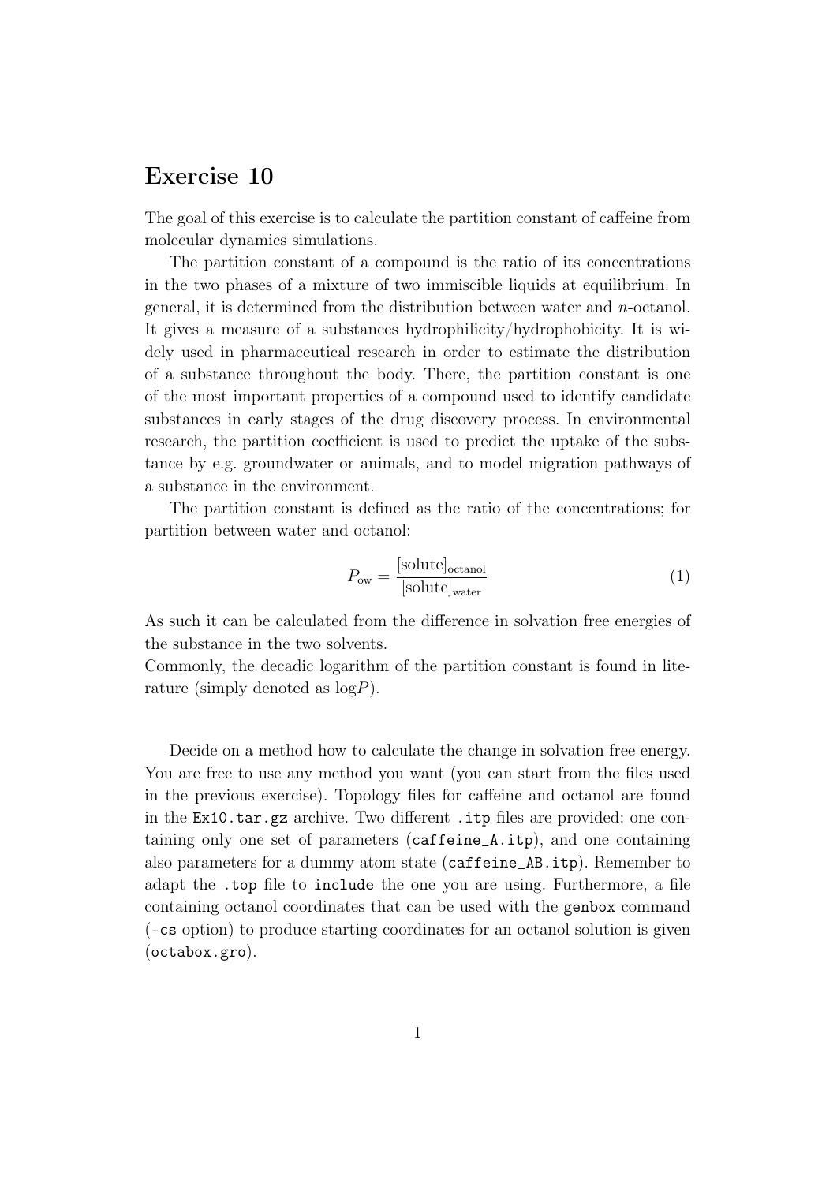# Exercise 10

The goal of this exercise is to calculate the partition constant of caffeine from molecular dynamics simulations.

The partition constant of a compound is the ratio of its concentrations in the two phases of a mixture of two immiscible liquids at equilibrium. In general, it is determined from the distribution between water and *n*-octanol. It gives a measure of a substances hydrophilicity/hydrophobicity. It is widely used in pharmaceutical research in order to estimate the distribution of a substance throughout the body. There, the partition constant is one of the most important properties of a compound used to identify candidate substances in early stages of the drug discovery process. In environmental research, the partition coefficient is used to predict the uptake of the substance by e.g. groundwater or animals, and to model migration pathways of a substance in the environment.

The partition constant is defined as the ratio of the concentrations; for partition between water and octanol:

$$P_{\mathrm{ow}} = \frac{[\mathrm{solute}]_{\mathrm{octanol}}}{[\mathrm{solute}]_{\mathrm{water}}} \tag{1}$$

As such it can be calculated from the difference in solvation free energies of the substance in the two solvents.

Commonly, the decadic logarithm of the partition constant is found in literature (simply denoted as log$P$).

Decide on a method how to calculate the change in solvation free energy. You are free to use any method you want (you can start from the files used in the previous exercise). Topology files for caffeine and octanol are found in the `Ex10.tar.gz` archive. Two different `.itp` files are provided: one containing only one set of parameters (`caffeine_A.itp`), and one containing also parameters for a dummy atom state (`caffeine_AB.itp`). Remember to adapt the `.top` file to `include` the one you are using. Furthermore, a file containing octanol coordinates that can be used with the `genbox` command (`-cs` option) to produce starting coordinates for an octanol solution is given (`octabox.gro`).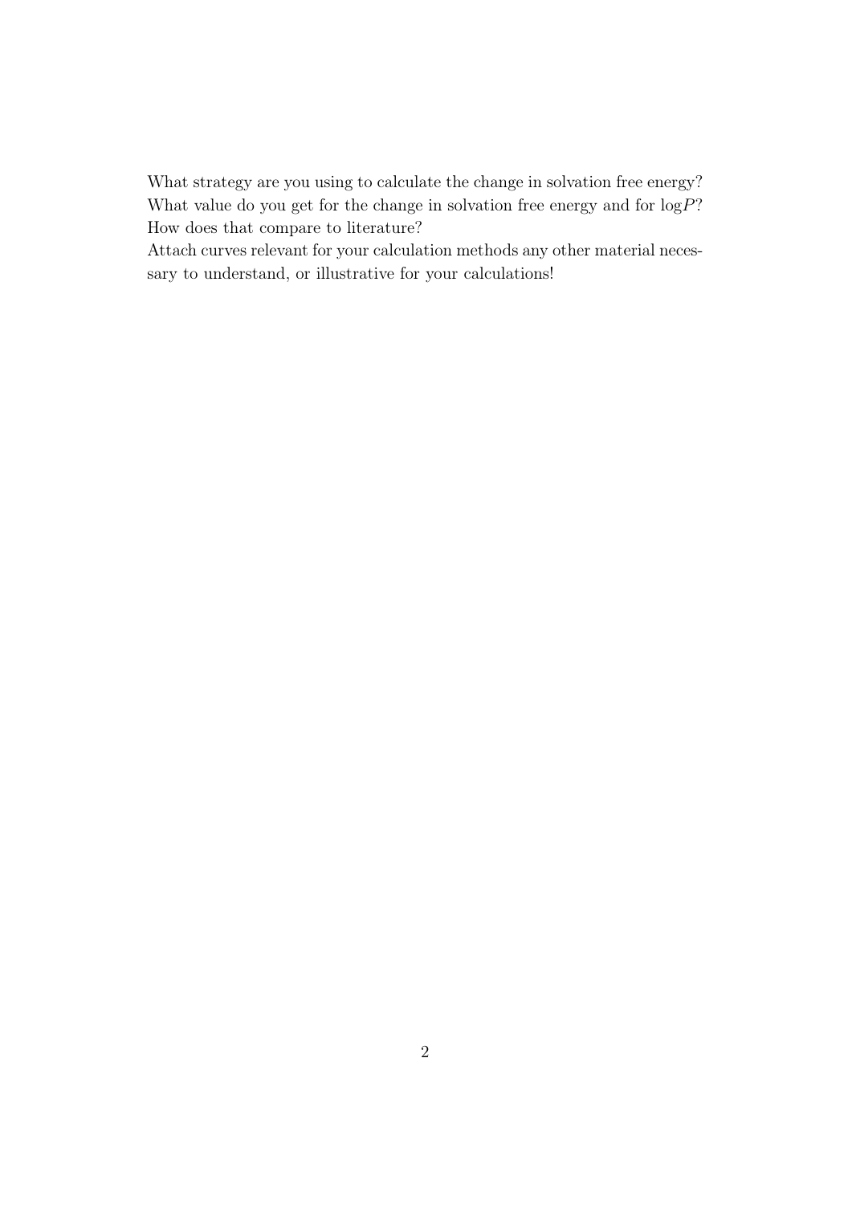What strategy are you using to calculate the change in solvation free energy? What value do you get for the change in solvation free energy and for $\log P$? How does that compare to literature?
Attach curves relevant for your calculation methods any other material necessary to understand, or illustrative for your calculations!